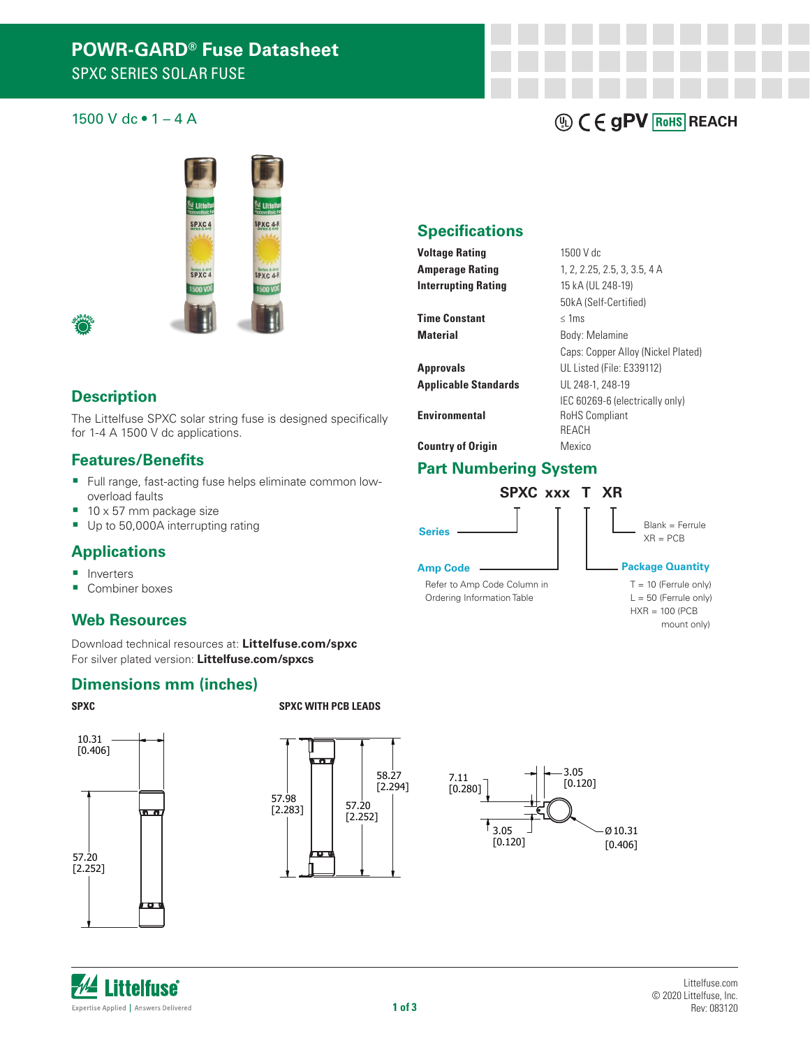# POWR-GARD® Fuse Datasheet

## SPXC SERIES SOLAR FUSE

1500 V dc • 1 – 4 A

## Specifications

| | |
|---|---|
| **Voltage Rating** | 1500 V dc |
| **Amperage Rating** | 1, 2, 2.25, 2.5, 3, 3.5, 4 A |
| **Interrupting Rating** | 15 kA (UL 248-19)<br>50kA (Self-Certified) |
| **Time Constant** | ≤ 1ms |
| **Material** | Body: Melamine<br>Caps: Copper Alloy (Nickel Plated) |
| **Approvals** | UL Listed (File: E339112) |
| **Applicable Standards** | UL 248-1, 248-19<br>IEC 60269-6 (electrically only) |
| **Environmental** | RoHS Compliant<br>REACH |
| **Country of Origin** | Mexico |

## Description

The Littelfuse SPXC solar string fuse is designed specifically for 1-4 A 1500 V dc applications.

## Features/Benefits

- Full range, fast-acting fuse helps eliminate common low-overload faults
- 10 x 57 mm package size
- Up to 50,000A interrupting rating

## Applications

- Inverters
- Combiner boxes

## Web Resources

Download technical resources at: **Littelfuse.com/spxc**
For silver plated version: **Littelfuse.com/spxcs**

## Part Numbering System

**SPXC xxx T XR**

- **Series**: SPXC
- **Amp Code**: Refer to Amp Code Column in Ordering Information Table
- **Package Quantity**: T = 10 (Ferrule only); L = 50 (Ferrule only); HXR = 100 (PCB mount only)
- Blank = Ferrule; XR = PCB

## Dimensions mm (inches)

**SPXC**

10.31 [0.406]; 57.20 [2.252]

**SPXC WITH PCB LEADS**

57.98 [2.283]; 57.20 [2.252]; 58.27 [2.294]; 7.11 [0.280]; 3.05 [0.120]; 3.05 [0.120]; Ø10.31 [0.406]

Littelfuse.com
© 2020 Littelfuse, Inc.
Rev: 083120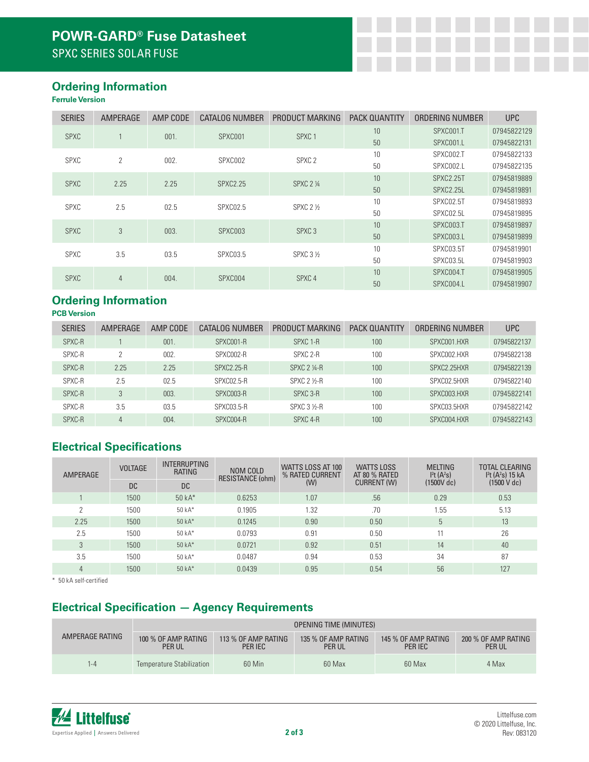## Ordering Information

**Ferrule Version**

| SERIES | AMPERAGE | AMP CODE | CATALOG NUMBER | PRODUCT MARKING | PACK QUANTITY | ORDERING NUMBER | UPC |
|---|---|---|---|---|---|---|---|
| SPXC | 1 | 001. | SPXC001 | SPXC 1 | 10 | SPXC001.T | 07945822129 |
| | | | | | 50 | SPXC001.L | 07945822131 |
| SPXC | 2 | 002. | SPXC002 | SPXC 2 | 10 | SPXC002.T | 07945822133 |
| | | | | | 50 | SPXC002.L | 07945822135 |
| SPXC | 2.25 | 2.25 | SPXC2.25 | SPXC 2 ¼ | 10 | SPXC2.25T | 07945819889 |
| | | | | | 50 | SPXC2.25L | 07945819891 |
| SPXC | 2.5 | 02.5 | SPXC02.5 | SPXC 2 ½ | 10 | SPXC02.5T | 07945819893 |
| | | | | | 50 | SPXC02.5L | 07945819895 |
| SPXC | 3 | 003. | SPXC003 | SPXC 3 | 10 | SPXC003.T | 07945819897 |
| | | | | | 50 | SPXC003.L | 07945819899 |
| SPXC | 3.5 | 03.5 | SPXC03.5 | SPXC 3 ½ | 10 | SPXC03.5T | 07945819901 |
| | | | | | 50 | SPXC03.5L | 07945819903 |
| SPXC | 4 | 004. | SPXC004 | SPXC 4 | 10 | SPXC004.T | 07945819905 |
| | | | | | 50 | SPXC004.L | 07945819907 |

## Ordering Information

**PCB Version**

| SERIES | AMPERAGE | AMP CODE | CATALOG NUMBER | PRODUCT MARKING | PACK QUANTITY | ORDERING NUMBER | UPC |
|---|---|---|---|---|---|---|---|
| SPXC-R | 1 | 001. | SPXC001-R | SPXC 1-R | 100 | SPXC001.HXR | 07945822137 |
| SPXC-R | 2 | 002. | SPXC002-R | SPXC 2-R | 100 | SPXC002.HXR | 07945822138 |
| SPXC-R | 2.25 | 2.25 | SPXC2.25-R | SPXC 2 ¼-R | 100 | SPXC2.25HXR | 07945822139 |
| SPXC-R | 2.5 | 02.5 | SPXC02.5-R | SPXC 2 ½-R | 100 | SPXC02.5HXR | 07945822140 |
| SPXC-R | 3 | 003. | SPXC003-R | SPXC 3-R | 100 | SPXC003.HXR | 07945822141 |
| SPXC-R | 3.5 | 03.5 | SPXC03.5-R | SPXC 3 ½-R | 100 | SPXC03.5HXR | 07945822142 |
| SPXC-R | 4 | 004. | SPXC004-R | SPXC 4-R | 100 | SPXC004.HXR | 07945822143 |

## Electrical Specifications

| AMPERAGE | VOLTAGE | INTERRUPTING RATING | NOM COLD RESISTANCE (ohm) | WATTS LOSS AT 100 % RATED CURRENT (W) | WATTS LOSS AT 80 % RATED CURRENT (W) | MELTING $I^2t$ ($A^2s$) (1500V dc) | TOTAL CLEARING $I^2t$ ($A^2s$) 15 kA (1500 V dc) |
|---|---|---|---|---|---|---|---|
| | DC | DC | | | | | |
| 1 | 1500 | 50 kA* | 0.6253 | 1.07 | .56 | 0.29 | 0.53 |
| 2 | 1500 | 50 kA* | 0.1905 | 1.32 | .70 | 1.55 | 5.13 |
| 2.25 | 1500 | 50 kA* | 0.1245 | 0.90 | 0.50 | 5 | 13 |
| 2.5 | 1500 | 50 kA* | 0.0793 | 0.91 | 0.50 | 11 | 26 |
| 3 | 1500 | 50 kA* | 0.0721 | 0.92 | 0.51 | 14 | 40 |
| 3.5 | 1500 | 50 kA* | 0.0487 | 0.94 | 0.53 | 34 | 87 |
| 4 | 1500 | 50 kA* | 0.0439 | 0.95 | 0.54 | 56 | 127 |

* 50 kA self-certified

## Electrical Specification — Agency Requirements

| AMPERAGE RATING | OPENING TIME (MINUTES) | | | | |
|---|---|---|---|---|---|
| | 100 % OF AMP RATING PER UL | 113 % OF AMP RATING PER IEC | 135 % OF AMP RATING PER UL | 145 % OF AMP RATING PER IEC | 200 % OF AMP RATING PER UL |
| 1-4 | Temperature Stabilization | 60 Min | 60 Max | 60 Max | 4 Max |

Littelfuse — Expertise Applied | Answers Delivered

Littelfuse.com
© 2020 Littelfuse, Inc.
Rev: 083120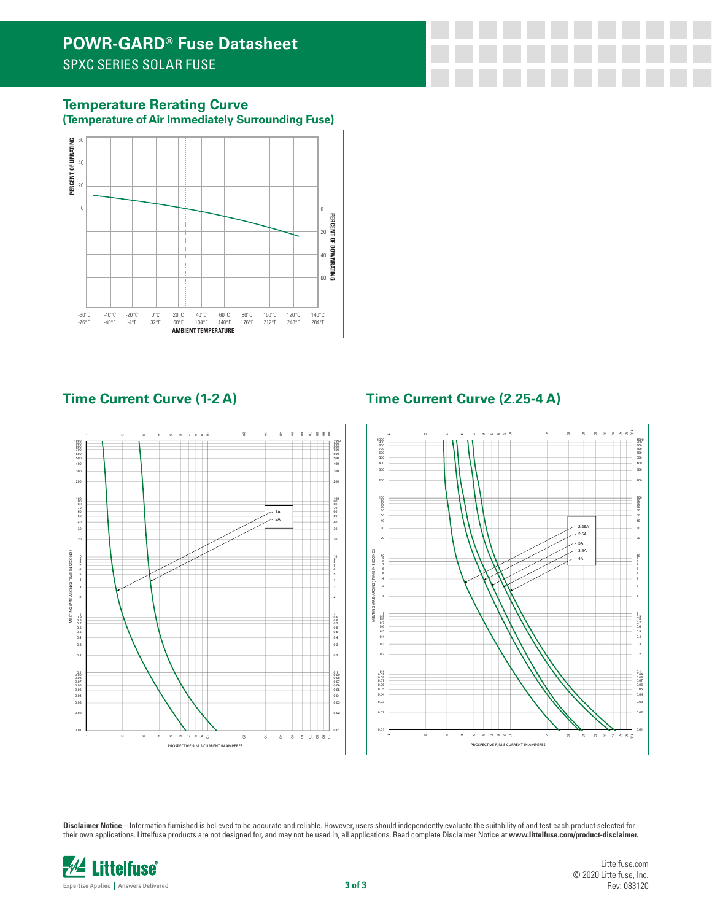# POWR-GARD® Fuse Datasheet

SPXC SERIES SOLAR FUSE

## Temperature Rerating Curve

**(Temperature of Air Immediately Surrounding Fuse)**

PERCENT OF UPRATING

60
40
20
0

PERCENT OF DOWNRATING

0
20
40
60

-60°C -76°F
-40°C -40°F
-20°C -4°F
0°C 32°F
20°C 68°F
40°C 104°F
60°C 140°F
80°C 176°F
100°C 212°F
120°C 248°F
140°C 284°F

AMBIENT TEMPERATURE

## Time Current Curve (1-2 A)

1A
2A

MELTING (PRE-ARCING) TIME IN SECONDS

PROSPECTIVE R.M.S CURRENT IN AMPERES

## Time Current Curve (2.25-4 A)

2.25A
2.5A
3A
3.5A
4A

MELTING (PRE-ARCING) TIME IN SECONDS

PROSPECTIVE R.M.S CURRENT IN AMPERES

**Disclaimer Notice** – Information furnished is believed to be accurate and reliable. However, users should independently evaluate the suitability of and test each product selected for their own applications. Littelfuse products are not designed for, and may not be used in, all applications. Read complete Disclaimer Notice at **www.littelfuse.com/product-disclaimer.**

Littelfuse.com
© 2020 Littelfuse, Inc.
Rev: 083120